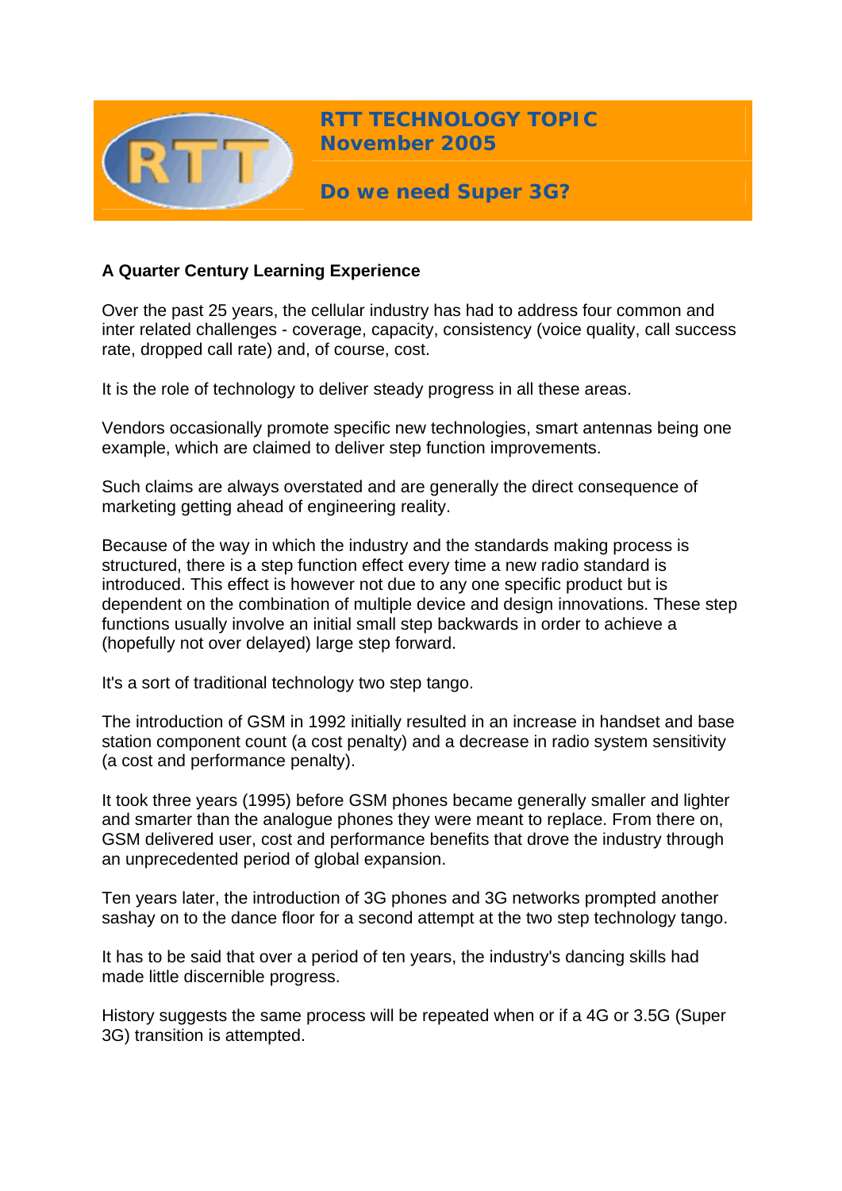# RTT TECHNOLOGY TOPIC
## November 2005

## Do we need Super 3G?

### A Quarter Century Learning Experience

Over the past 25 years, the cellular industry has had to address four common and inter related challenges - coverage, capacity, consistency (voice quality, call success rate, dropped call rate) and, of course, cost.

It is the role of technology to deliver steady progress in all these areas.

Vendors occasionally promote specific new technologies, smart antennas being one example, which are claimed to deliver step function improvements.

Such claims are always overstated and are generally the direct consequence of marketing getting ahead of engineering reality.

Because of the way in which the industry and the standards making process is structured, there is a step function effect every time a new radio standard is introduced. This effect is however not due to any one specific product but is dependent on the combination of multiple device and design innovations. These step functions usually involve an initial small step backwards in order to achieve a (hopefully not over delayed) large step forward.

It's a sort of traditional technology two step tango.

The introduction of GSM in 1992 initially resulted in an increase in handset and base station component count (a cost penalty) and a decrease in radio system sensitivity (a cost and performance penalty).

It took three years (1995) before GSM phones became generally smaller and lighter and smarter than the analogue phones they were meant to replace. From there on, GSM delivered user, cost and performance benefits that drove the industry through an unprecedented period of global expansion.

Ten years later, the introduction of 3G phones and 3G networks prompted another sashay on to the dance floor for a second attempt at the two step technology tango.

It has to be said that over a period of ten years, the industry's dancing skills had made little discernible progress.

History suggests the same process will be repeated when or if a 4G or 3.5G (Super 3G) transition is attempted.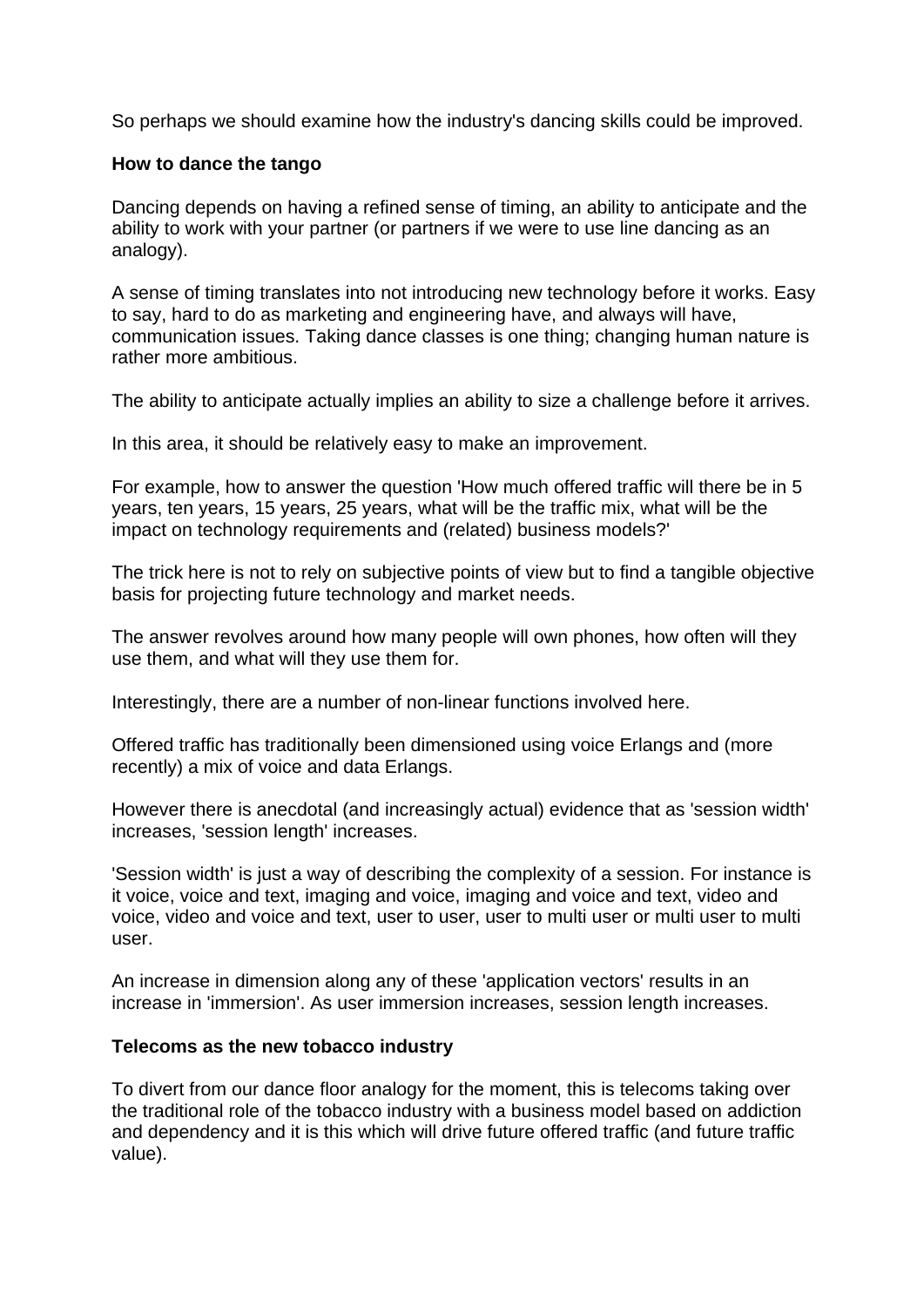So perhaps we should examine how the industry's dancing skills could be improved.

**How to dance the tango**

Dancing depends on having a refined sense of timing, an ability to anticipate and the ability to work with your partner (or partners if we were to use line dancing as an analogy).

A sense of timing translates into not introducing new technology before it works. Easy to say, hard to do as marketing and engineering have, and always will have, communication issues. Taking dance classes is one thing; changing human nature is rather more ambitious.

The ability to anticipate actually implies an ability to size a challenge before it arrives.

In this area, it should be relatively easy to make an improvement.

For example, how to answer the question 'How much offered traffic will there be in 5 years, ten years, 15 years, 25 years, what will be the traffic mix, what will be the impact on technology requirements and (related) business models?'

The trick here is not to rely on subjective points of view but to find a tangible objective basis for projecting future technology and market needs.

The answer revolves around how many people will own phones, how often will they use them, and what will they use them for.

Interestingly, there are a number of non-linear functions involved here.

Offered traffic has traditionally been dimensioned using voice Erlangs and (more recently) a mix of voice and data Erlangs.

However there is anecdotal (and increasingly actual) evidence that as 'session width' increases, 'session length' increases.

'Session width' is just a way of describing the complexity of a session. For instance is it voice, voice and text, imaging and voice, imaging and voice and text, video and voice, video and voice and text, user to user, user to multi user or multi user to multi user.

An increase in dimension along any of these 'application vectors' results in an increase in 'immersion'. As user immersion increases, session length increases.

**Telecoms as the new tobacco industry**

To divert from our dance floor analogy for the moment, this is telecoms taking over the traditional role of the tobacco industry with a business model based on addiction and dependency and it is this which will drive future offered traffic (and future traffic value).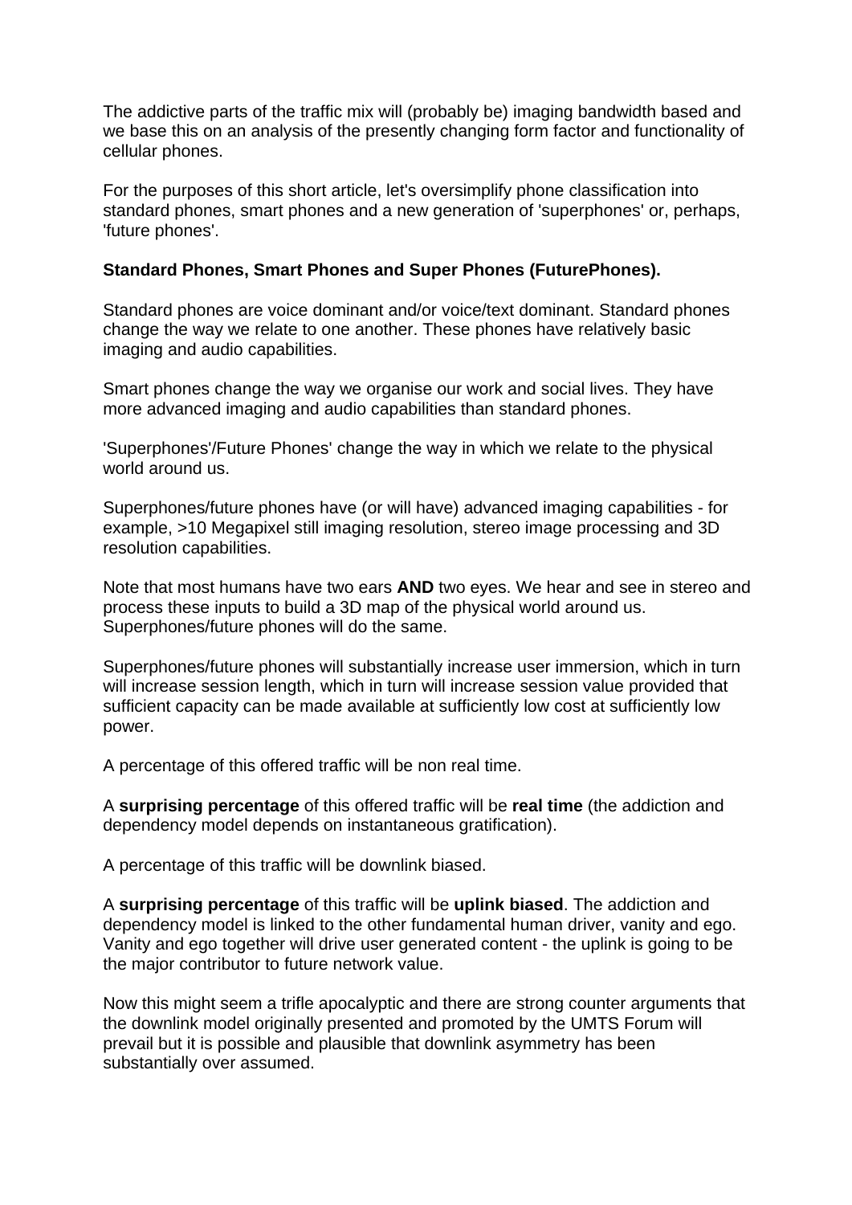The addictive parts of the traffic mix will (probably be) imaging bandwidth based and we base this on an analysis of the presently changing form factor and functionality of cellular phones.

For the purposes of this short article, let's oversimplify phone classification into standard phones, smart phones and a new generation of 'superphones' or, perhaps, 'future phones'.

**Standard Phones, Smart Phones and Super Phones (FuturePhones).**

Standard phones are voice dominant and/or voice/text dominant. Standard phones change the way we relate to one another. These phones have relatively basic imaging and audio capabilities.

Smart phones change the way we organise our work and social lives. They have more advanced imaging and audio capabilities than standard phones.

'Superphones'/Future Phones' change the way in which we relate to the physical world around us.

Superphones/future phones have (or will have) advanced imaging capabilities - for example, >10 Megapixel still imaging resolution, stereo image processing and 3D resolution capabilities.

Note that most humans have two ears **AND** two eyes. We hear and see in stereo and process these inputs to build a 3D map of the physical world around us. Superphones/future phones will do the same.

Superphones/future phones will substantially increase user immersion, which in turn will increase session length, which in turn will increase session value provided that sufficient capacity can be made available at sufficiently low cost at sufficiently low power.

A percentage of this offered traffic will be non real time.

A **surprising percentage** of this offered traffic will be **real time** (the addiction and dependency model depends on instantaneous gratification).

A percentage of this traffic will be downlink biased.

A **surprising percentage** of this traffic will be **uplink biased**. The addiction and dependency model is linked to the other fundamental human driver, vanity and ego. Vanity and ego together will drive user generated content - the uplink is going to be the major contributor to future network value.

Now this might seem a trifle apocalyptic and there are strong counter arguments that the downlink model originally presented and promoted by the UMTS Forum will prevail but it is possible and plausible that downlink asymmetry has been substantially over assumed.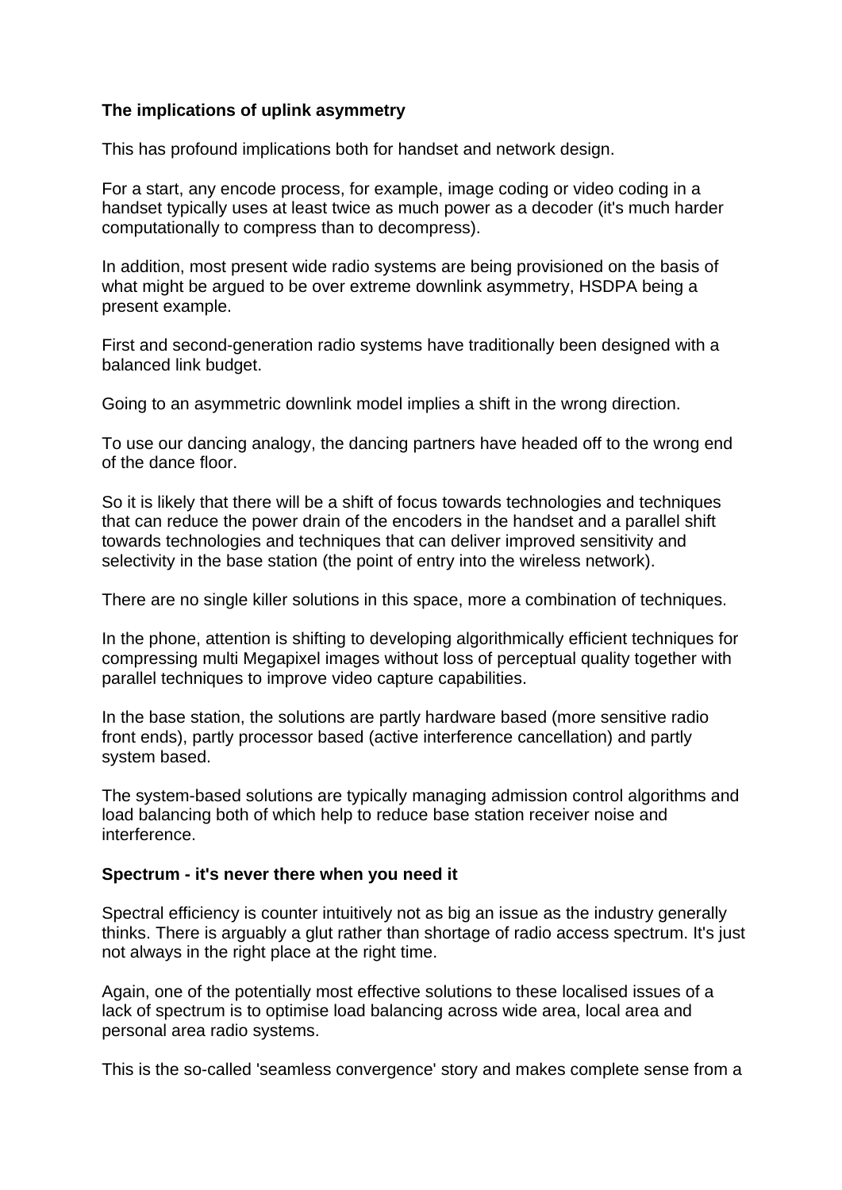**The implications of uplink asymmetry**

This has profound implications both for handset and network design.

For a start, any encode process, for example, image coding or video coding in a handset typically uses at least twice as much power as a decoder (it's much harder computationally to compress than to decompress).

In addition, most present wide radio systems are being provisioned on the basis of what might be argued to be over extreme downlink asymmetry, HSDPA being a present example.

First and second-generation radio systems have traditionally been designed with a balanced link budget.

Going to an asymmetric downlink model implies a shift in the wrong direction.

To use our dancing analogy, the dancing partners have headed off to the wrong end of the dance floor.

So it is likely that there will be a shift of focus towards technologies and techniques that can reduce the power drain of the encoders in the handset and a parallel shift towards technologies and techniques that can deliver improved sensitivity and selectivity in the base station (the point of entry into the wireless network).

There are no single killer solutions in this space, more a combination of techniques.

In the phone, attention is shifting to developing algorithmically efficient techniques for compressing multi Megapixel images without loss of perceptual quality together with parallel techniques to improve video capture capabilities.

In the base station, the solutions are partly hardware based (more sensitive radio front ends), partly processor based (active interference cancellation) and partly system based.

The system-based solutions are typically managing admission control algorithms and load balancing both of which help to reduce base station receiver noise and interference.

**Spectrum - it's never there when you need it**

Spectral efficiency is counter intuitively not as big an issue as the industry generally thinks. There is arguably a glut rather than shortage of radio access spectrum. It's just not always in the right place at the right time.

Again, one of the potentially most effective solutions to these localised issues of a lack of spectrum is to optimise load balancing across wide area, local area and personal area radio systems.

This is the so-called 'seamless convergence' story and makes complete sense from a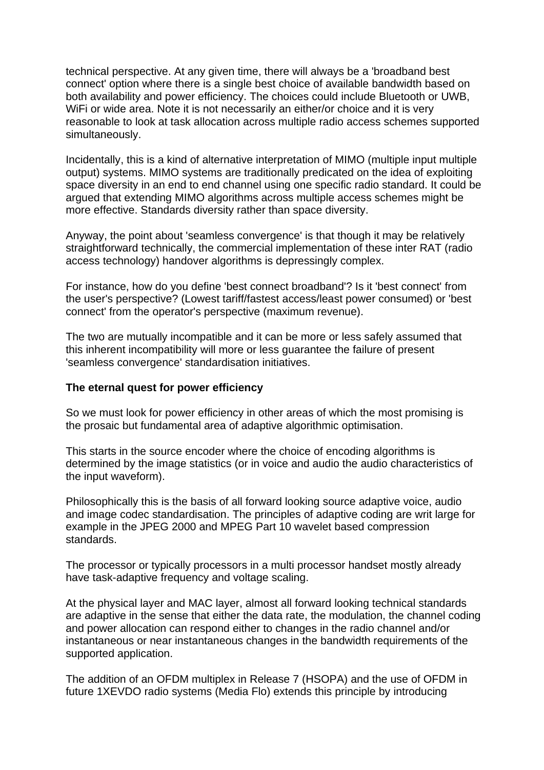technical perspective. At any given time, there will always be a 'broadband best connect' option where there is a single best choice of available bandwidth based on both availability and power efficiency. The choices could include Bluetooth or UWB, WiFi or wide area. Note it is not necessarily an either/or choice and it is very reasonable to look at task allocation across multiple radio access schemes supported simultaneously.

Incidentally, this is a kind of alternative interpretation of MIMO (multiple input multiple output) systems. MIMO systems are traditionally predicated on the idea of exploiting space diversity in an end to end channel using one specific radio standard. It could be argued that extending MIMO algorithms across multiple access schemes might be more effective. Standards diversity rather than space diversity.

Anyway, the point about 'seamless convergence' is that though it may be relatively straightforward technically, the commercial implementation of these inter RAT (radio access technology) handover algorithms is depressingly complex.

For instance, how do you define 'best connect broadband'? Is it 'best connect' from the user's perspective? (Lowest tariff/fastest access/least power consumed) or 'best connect' from the operator's perspective (maximum revenue).

The two are mutually incompatible and it can be more or less safely assumed that this inherent incompatibility will more or less guarantee the failure of present 'seamless convergence' standardisation initiatives.

**The eternal quest for power efficiency**

So we must look for power efficiency in other areas of which the most promising is the prosaic but fundamental area of adaptive algorithmic optimisation.

This starts in the source encoder where the choice of encoding algorithms is determined by the image statistics (or in voice and audio the audio characteristics of the input waveform).

Philosophically this is the basis of all forward looking source adaptive voice, audio and image codec standardisation. The principles of adaptive coding are writ large for example in the JPEG 2000 and MPEG Part 10 wavelet based compression standards.

The processor or typically processors in a multi processor handset mostly already have task-adaptive frequency and voltage scaling.

At the physical layer and MAC layer, almost all forward looking technical standards are adaptive in the sense that either the data rate, the modulation, the channel coding and power allocation can respond either to changes in the radio channel and/or instantaneous or near instantaneous changes in the bandwidth requirements of the supported application.

The addition of an OFDM multiplex in Release 7 (HSOPA) and the use of OFDM in future 1XEVDO radio systems (Media Flo) extends this principle by introducing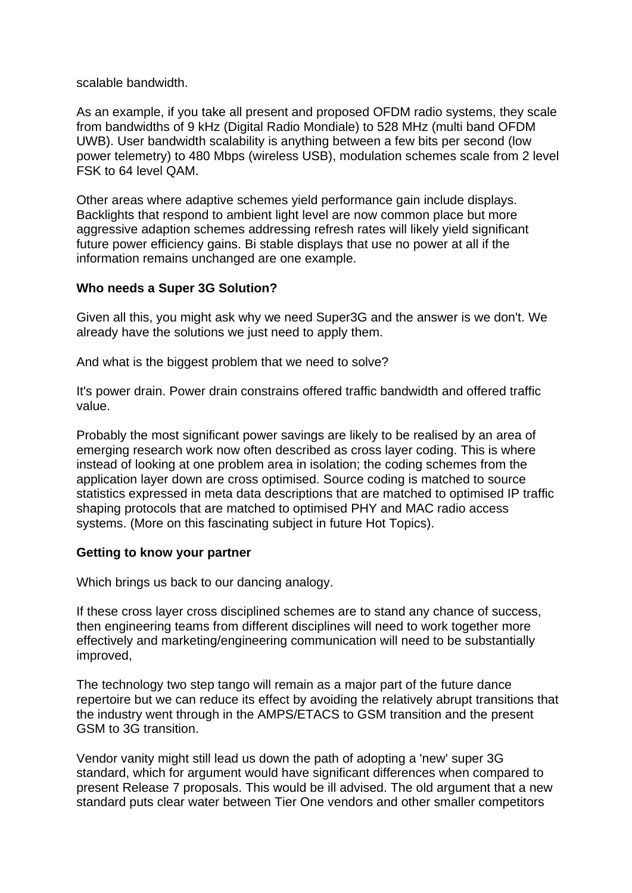scalable bandwidth.

As an example, if you take all present and proposed OFDM radio systems, they scale from bandwidths of 9 kHz (Digital Radio Mondiale) to 528 MHz (multi band OFDM UWB). User bandwidth scalability is anything between a few bits per second (low power telemetry) to 480 Mbps (wireless USB), modulation schemes scale from 2 level FSK to 64 level QAM.

Other areas where adaptive schemes yield performance gain include displays. Backlights that respond to ambient light level are now common place but more aggressive adaption schemes addressing refresh rates will likely yield significant future power efficiency gains. Bi stable displays that use no power at all if the information remains unchanged are one example.

**Who needs a Super 3G Solution?**

Given all this, you might ask why we need Super3G and the answer is we don't. We already have the solutions we just need to apply them.

And what is the biggest problem that we need to solve?

It's power drain. Power drain constrains offered traffic bandwidth and offered traffic value.

Probably the most significant power savings are likely to be realised by an area of emerging research work now often described as cross layer coding. This is where instead of looking at one problem area in isolation; the coding schemes from the application layer down are cross optimised. Source coding is matched to source statistics expressed in meta data descriptions that are matched to optimised IP traffic shaping protocols that are matched to optimised PHY and MAC radio access systems. (More on this fascinating subject in future Hot Topics).

**Getting to know your partner**

Which brings us back to our dancing analogy.

If these cross layer cross disciplined schemes are to stand any chance of success, then engineering teams from different disciplines will need to work together more effectively and marketing/engineering communication will need to be substantially improved,

The technology two step tango will remain as a major part of the future dance repertoire but we can reduce its effect by avoiding the relatively abrupt transitions that the industry went through in the AMPS/ETACS to GSM transition and the present GSM to 3G transition.

Vendor vanity might still lead us down the path of adopting a 'new' super 3G standard, which for argument would have significant differences when compared to present Release 7 proposals. This would be ill advised. The old argument that a new standard puts clear water between Tier One vendors and other smaller competitors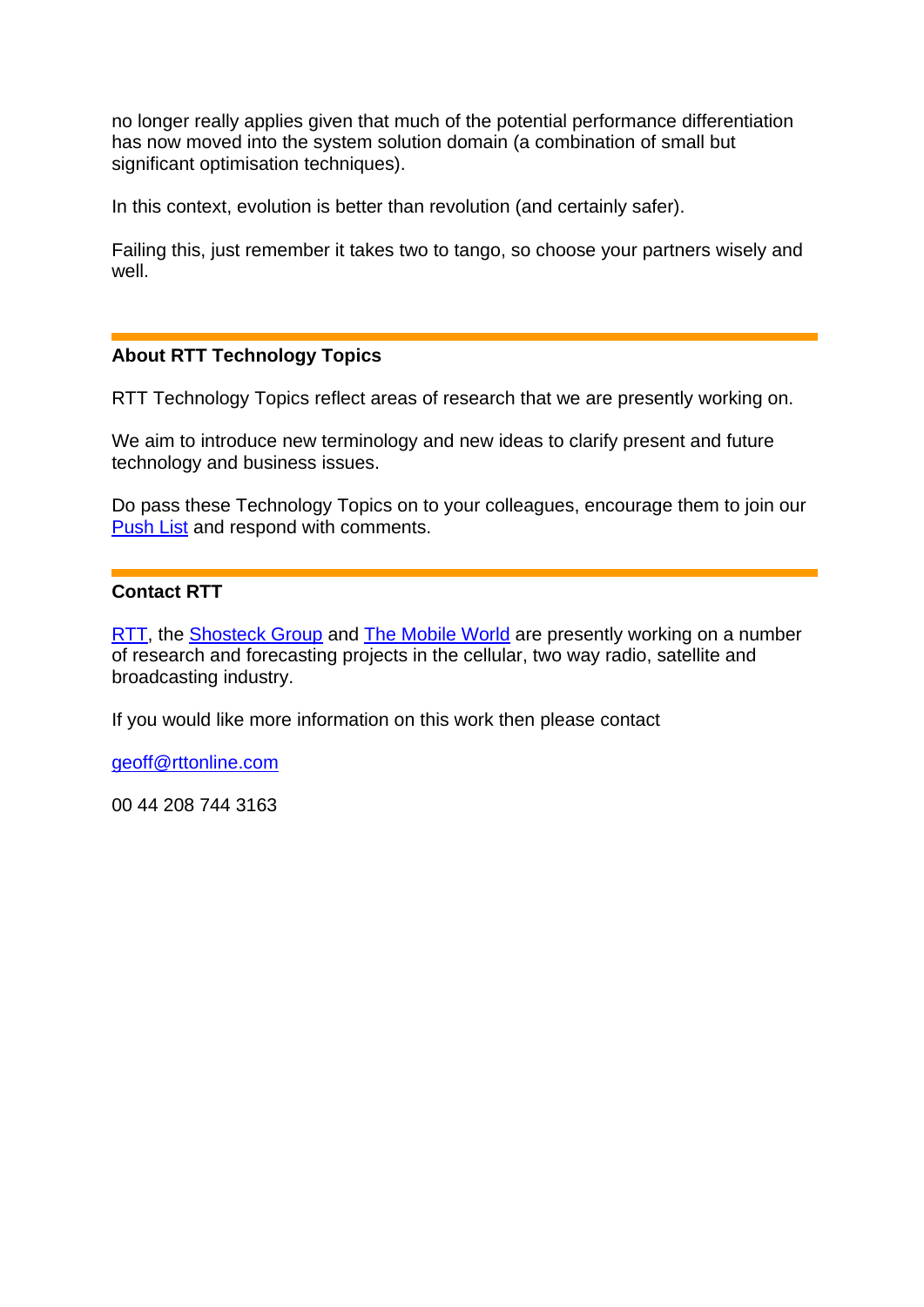no longer really applies given that much of the potential performance differentiation has now moved into the system solution domain (a combination of small but significant optimisation techniques).

In this context, evolution is better than revolution (and certainly safer).

Failing this, just remember it takes two to tango, so choose your partners wisely and well.

---

**About RTT Technology Topics**

RTT Technology Topics reflect areas of research that we are presently working on.

We aim to introduce new terminology and new ideas to clarify present and future technology and business issues.

Do pass these Technology Topics on to your colleagues, encourage them to join our Push List and respond with comments.

---

**Contact RTT**

RTT, the Shosteck Group and The Mobile World are presently working on a number of research and forecasting projects in the cellular, two way radio, satellite and broadcasting industry.

If you would like more information on this work then please contact

geoff@rttonline.com

00 44 208 744 3163